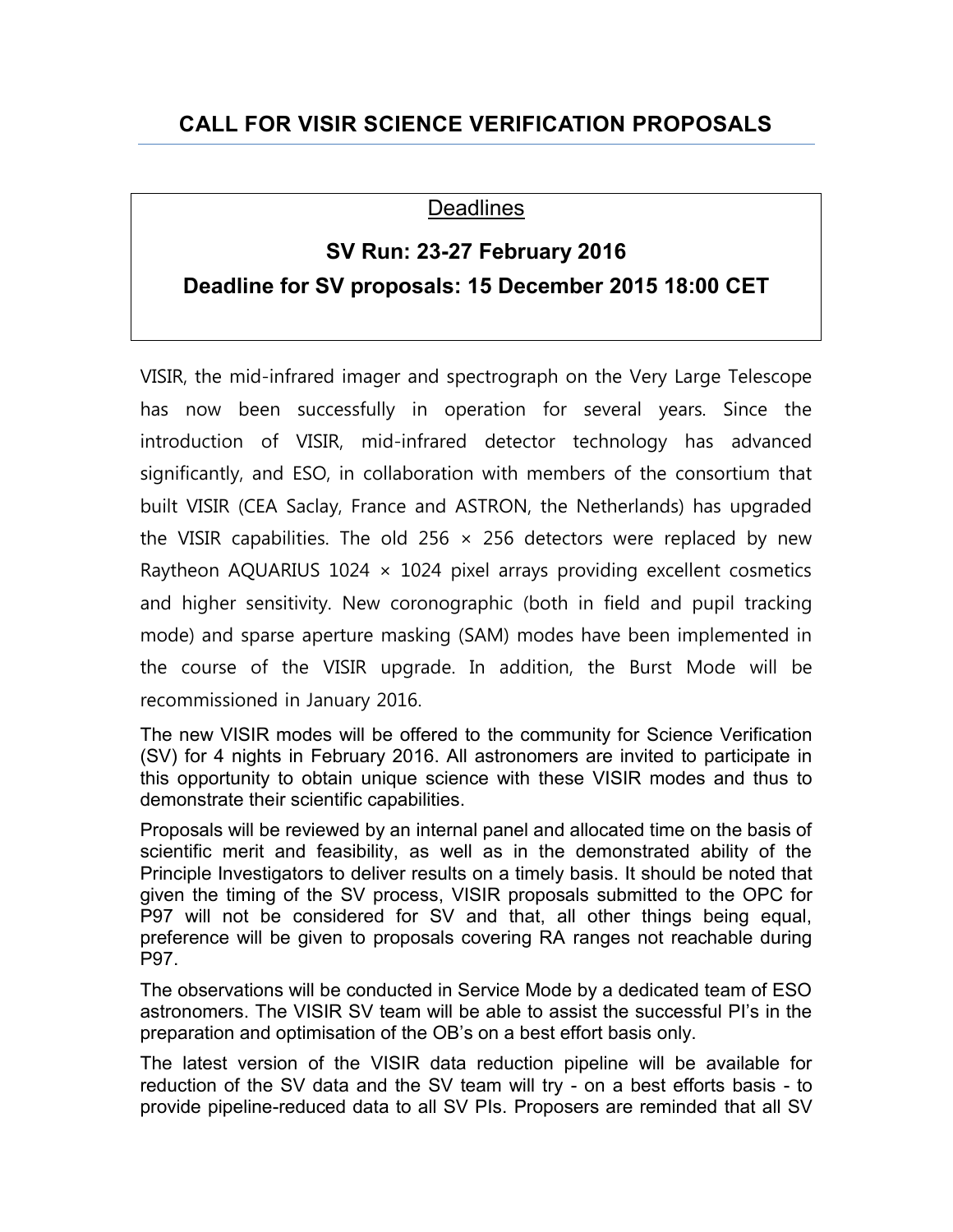## CALL FOR VISIR SCIENCE VERIFICATION PROPOSALS

Deadlines

**SV Run: 23-27 February 2016**

**Deadline for SV proposals: 15 December 2015 18:00 CET**

VISIR, the mid-infrared imager and spectrograph on the Very Large Telescope has now been successfully in operation for several years. Since the introduction of VISIR, mid-infrared detector technology has advanced significantly, and ESO, in collaboration with members of the consortium that built VISIR (CEA Saclay, France and ASTRON, the Netherlands) has upgraded the VISIR capabilities. The old 256 × 256 detectors were replaced by new Raytheon AQUARIUS 1024 × 1024 pixel arrays providing excellent cosmetics and higher sensitivity. New coronographic (both in field and pupil tracking mode) and sparse aperture masking (SAM) modes have been implemented in the course of the VISIR upgrade. In addition, the Burst Mode will be recommissioned in January 2016.

The new VISIR modes will be offered to the community for Science Verification (SV) for 4 nights in February 2016. All astronomers are invited to participate in this opportunity to obtain unique science with these VISIR modes and thus to demonstrate their scientific capabilities.

Proposals will be reviewed by an internal panel and allocated time on the basis of scientific merit and feasibility, as well as in the demonstrated ability of the Principle Investigators to deliver results on a timely basis. It should be noted that given the timing of the SV process, VISIR proposals submitted to the OPC for P97 will not be considered for SV and that, all other things being equal, preference will be given to proposals covering RA ranges not reachable during P97.

The observations will be conducted in Service Mode by a dedicated team of ESO astronomers. The VISIR SV team will be able to assist the successful PI's in the preparation and optimisation of the OB's on a best effort basis only.

The latest version of the VISIR data reduction pipeline will be available for reduction of the SV data and the SV team will try - on a best efforts basis - to provide pipeline-reduced data to all SV PIs. Proposers are reminded that all SV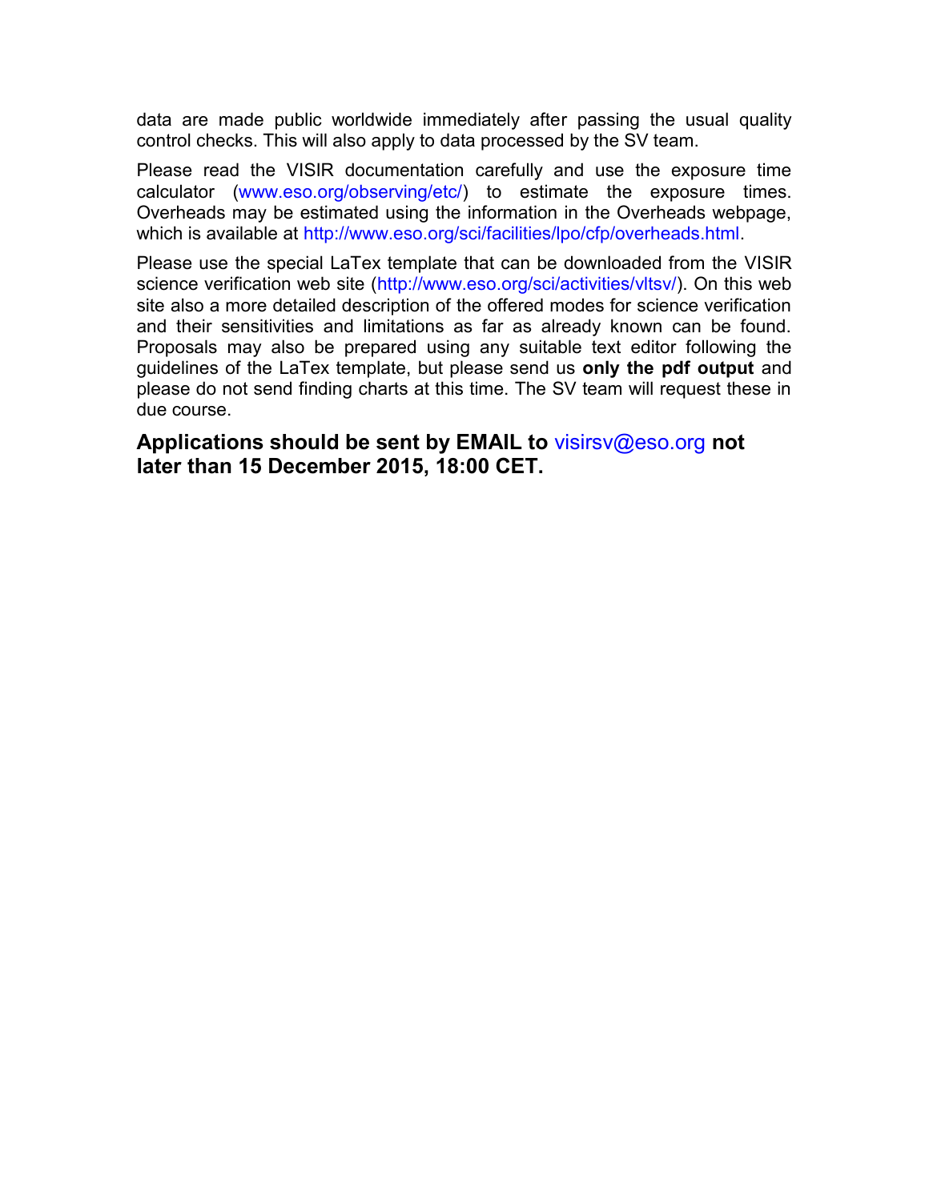data are made public worldwide immediately after passing the usual quality control checks. This will also apply to data processed by the SV team.

Please read the VISIR documentation carefully and use the exposure time calculator (www.eso.org/observing/etc/) to estimate the exposure times. Overheads may be estimated using the information in the Overheads webpage, which is available at http://www.eso.org/sci/facilities/lpo/cfp/overheads.html.

Please use the special LaTex template that can be downloaded from the VISIR science verification web site (http://www.eso.org/sci/activities/vltsv/). On this web site also a more detailed description of the offered modes for science verification and their sensitivities and limitations as far as already known can be found. Proposals may also be prepared using any suitable text editor following the guidelines of the LaTex template, but please send us **only the pdf output** and please do not send finding charts at this time. The SV team will request these in due course.

**Applications should be sent by EMAIL to visirsv@eso.org not later than 15 December 2015, 18:00 CET.**